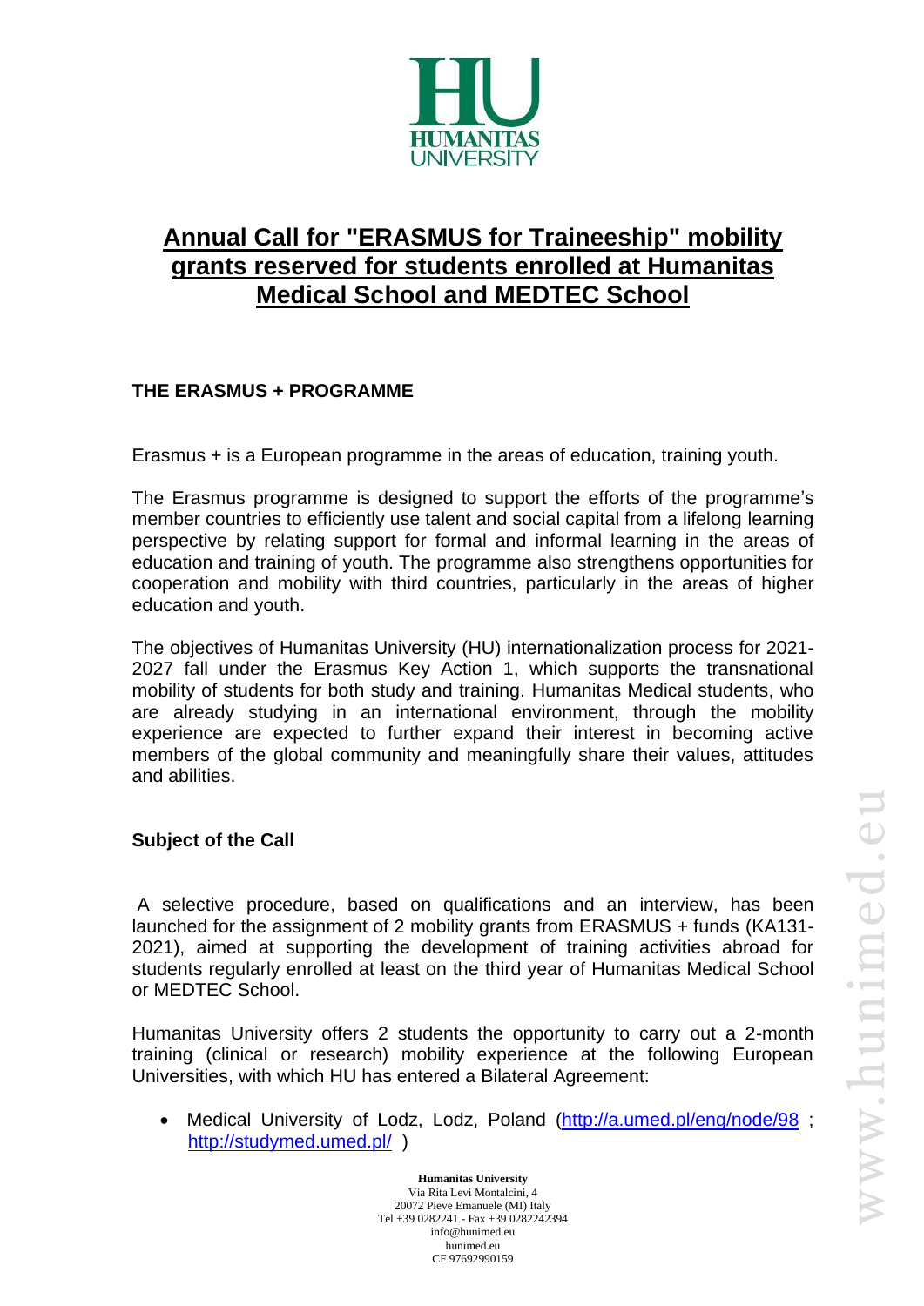# Annual Call for "ERASMUS for Traineeship" mobility grants reserved for students enrolled at Humanitas Medical School and MEDTEC School

## THE ERASMUS + PROGRAMME

Erasmus + is a European programme in the areas of education, training youth.

The Erasmus programme is designed to support the efforts of the programme's member countries to efficiently use talent and social capital from a lifelong learning perspective by relating support for formal and informal learning in the areas of education and training of youth. The programme also strengthens opportunities for cooperation and mobility with third countries, particularly in the areas of higher education and youth.

The objectives of Humanitas University (HU) internationalization process for 2021-2027 fall under the Erasmus Key Action 1, which supports the transnational mobility of students for both study and training. Humanitas Medical students, who are already studying in an international environment, through the mobility experience are expected to further expand their interest in becoming active members of the global community and meaningfully share their values, attitudes and abilities.

## Subject of the Call

A selective procedure, based on qualifications and an interview, has been launched for the assignment of 2 mobility grants from ERASMUS + funds (KA131-2021), aimed at supporting the development of training activities abroad for students regularly enrolled at least on the third year of Humanitas Medical School or MEDTEC School.

Humanitas University offers 2 students the opportunity to carry out a 2-month training (clinical or research) mobility experience at the following European Universities, with which HU has entered a Bilateral Agreement:

- Medical University of Lodz, Lodz, Poland (http://a.umed.pl/eng/node/98 ; http://studymed.umed.pl/ )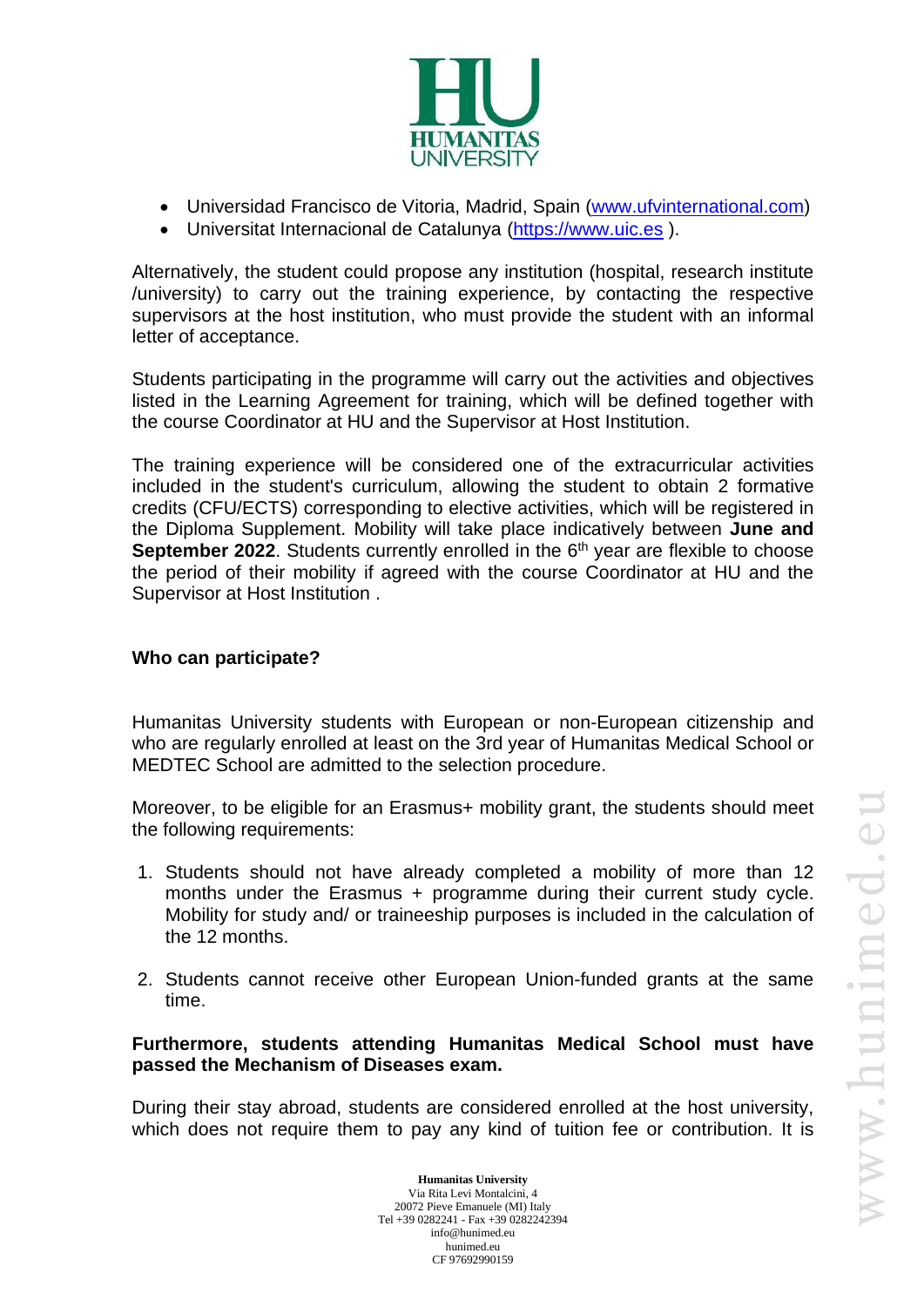- Universidad Francisco de Vitoria, Madrid, Spain (www.ufvinternational.com)
- Universitat Internacional de Catalunya (https://www.uic.es ).

Alternatively, the student could propose any institution (hospital, research institute /university) to carry out the training experience, by contacting the respective supervisors at the host institution, who must provide the student with an informal letter of acceptance.

Students participating in the programme will carry out the activities and objectives listed in the Learning Agreement for training, which will be defined together with the course Coordinator at HU and the Supervisor at Host Institution.

The training experience will be considered one of the extracurricular activities included in the student's curriculum, allowing the student to obtain 2 formative credits (CFU/ECTS) corresponding to elective activities, which will be registered in the Diploma Supplement. Mobility will take place indicatively between **June and September 2022**. Students currently enrolled in the 6th year are flexible to choose the period of their mobility if agreed with the course Coordinator at HU and the Supervisor at Host Institution .

**Who can participate?**

Humanitas University students with European or non-European citizenship and who are regularly enrolled at least on the 3rd year of Humanitas Medical School or MEDTEC School are admitted to the selection procedure.

Moreover, to be eligible for an Erasmus+ mobility grant, the students should meet the following requirements:

1. Students should not have already completed a mobility of more than 12 months under the Erasmus + programme during their current study cycle. Mobility for study and/ or traineeship purposes is included in the calculation of the 12 months.
2. Students cannot receive other European Union-funded grants at the same time.

**Furthermore, students attending Humanitas Medical School must have passed the Mechanism of Diseases exam.**

During their stay abroad, students are considered enrolled at the host university, which does not require them to pay any kind of tuition fee or contribution. It is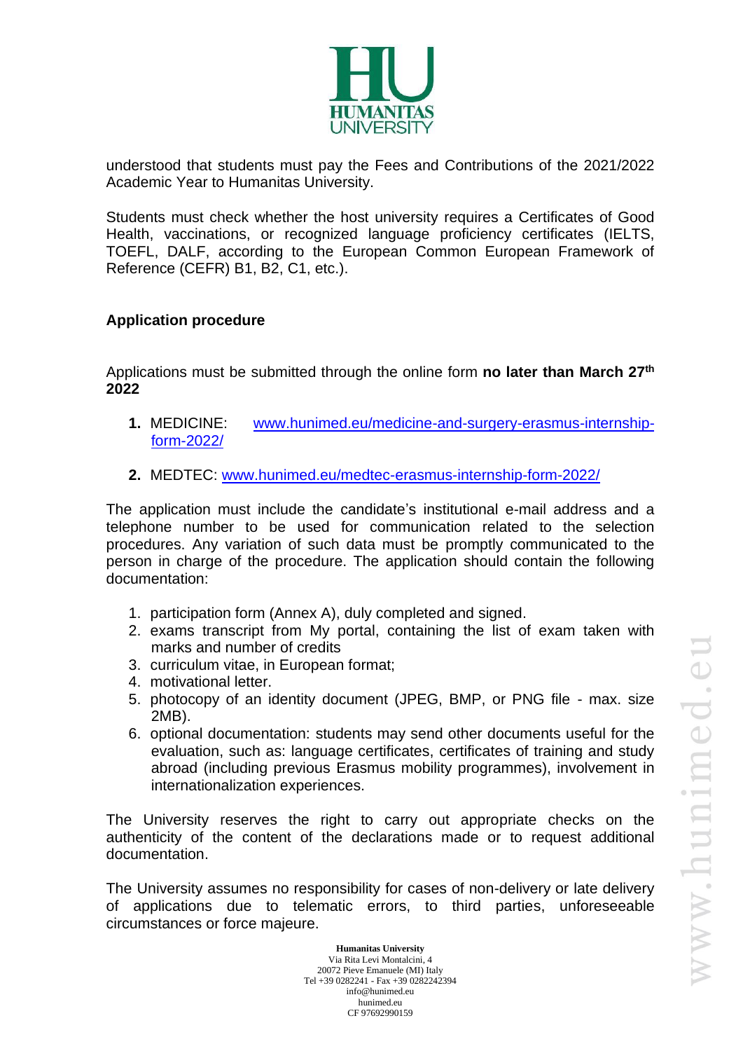understood that students must pay the Fees and Contributions of the 2021/2022 Academic Year to Humanitas University.

Students must check whether the host university requires a Certificates of Good Health, vaccinations, or recognized language proficiency certificates (IELTS, TOEFL, DALF, according to the European Common European Framework of Reference (CEFR) B1, B2, C1, etc.).

## Application procedure

Applications must be submitted through the online form **no later than March 27th 2022**

1. MEDICINE: www.hunimed.eu/medicine-and-surgery-erasmus-internship-form-2022/
2. MEDTEC: www.hunimed.eu/medtec-erasmus-internship-form-2022/

The application must include the candidate's institutional e-mail address and a telephone number to be used for communication related to the selection procedures. Any variation of such data must be promptly communicated to the person in charge of the procedure. The application should contain the following documentation:

1. participation form (Annex A), duly completed and signed.
2. exams transcript from My portal, containing the list of exam taken with marks and number of credits
3. curriculum vitae, in European format;
4. motivational letter.
5. photocopy of an identity document (JPEG, BMP, or PNG file - max. size 2MB).
6. optional documentation: students may send other documents useful for the evaluation, such as: language certificates, certificates of training and study abroad (including previous Erasmus mobility programmes), involvement in internationalization experiences.

The University reserves the right to carry out appropriate checks on the authenticity of the content of the declarations made or to request additional documentation.

The University assumes no responsibility for cases of non-delivery or late delivery of applications due to telematic errors, to third parties, unforeseeable circumstances or force majeure.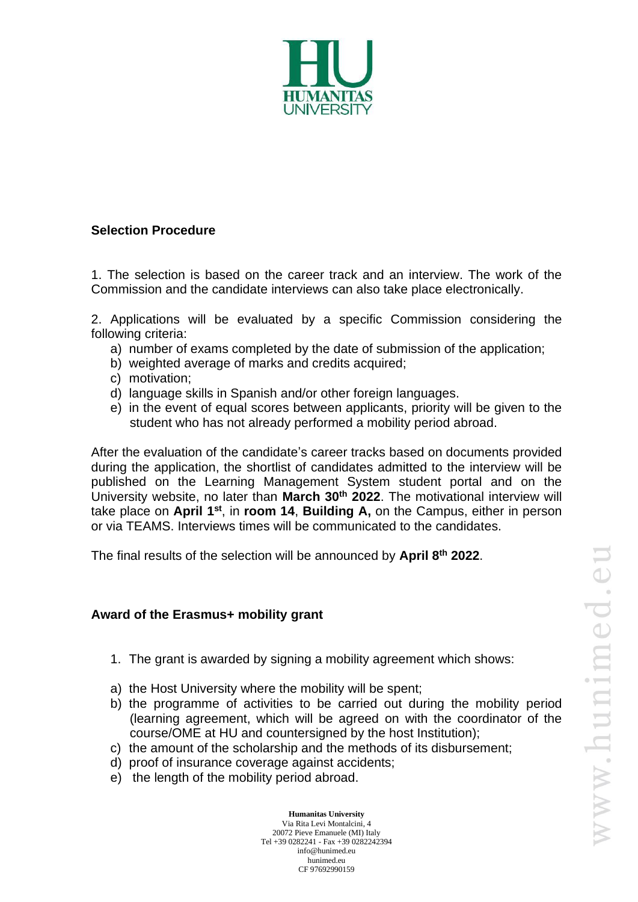## Selection Procedure

1. The selection is based on the career track and an interview. The work of the Commission and the candidate interviews can also take place electronically.

2. Applications will be evaluated by a specific Commission considering the following criteria:
   a) number of exams completed by the date of submission of the application;
   b) weighted average of marks and credits acquired;
   c) motivation;
   d) language skills in Spanish and/or other foreign languages.
   e) in the event of equal scores between applicants, priority will be given to the student who has not already performed a mobility period abroad.

After the evaluation of the candidate's career tracks based on documents provided during the application, the shortlist of candidates admitted to the interview will be published on the Learning Management System student portal and on the University website, no later than **March 30th 2022**. The motivational interview will take place on **April 1st**, in **room 14**, **Building A,** on the Campus, either in person or via TEAMS. Interviews times will be communicated to the candidates.

The final results of the selection will be announced by **April 8th 2022**.

## Award of the Erasmus+ mobility grant

1. The grant is awarded by signing a mobility agreement which shows:

a) the Host University where the mobility will be spent;
b) the programme of activities to be carried out during the mobility period (learning agreement, which will be agreed on with the coordinator of the course/OME at HU and countersigned by the host Institution);
c) the amount of the scholarship and the methods of its disbursement;
d) proof of insurance coverage against accidents;
e) the length of the mobility period abroad.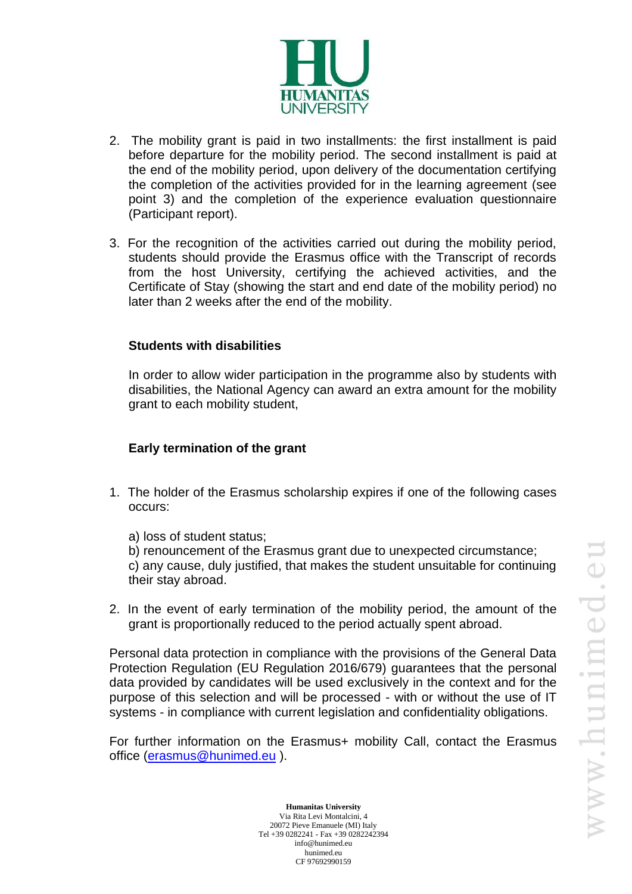2. The mobility grant is paid in two installments: the first installment is paid before departure for the mobility period. The second installment is paid at the end of the mobility period, upon delivery of the documentation certifying the completion of the activities provided for in the learning agreement (see point 3) and the completion of the experience evaluation questionnaire (Participant report).

3. For the recognition of the activities carried out during the mobility period, students should provide the Erasmus office with the Transcript of records from the host University, certifying the achieved activities, and the Certificate of Stay (showing the start and end date of the mobility period) no later than 2 weeks after the end of the mobility.

**Students with disabilities**

In order to allow wider participation in the programme also by students with disabilities, the National Agency can award an extra amount for the mobility grant to each mobility student,

**Early termination of the grant**

1. The holder of the Erasmus scholarship expires if one of the following cases occurs:

   a) loss of student status;
   b) renouncement of the Erasmus grant due to unexpected circumstance;
   c) any cause, duly justified, that makes the student unsuitable for continuing their stay abroad.

2. In the event of early termination of the mobility period, the amount of the grant is proportionally reduced to the period actually spent abroad.

Personal data protection in compliance with the provisions of the General Data Protection Regulation (EU Regulation 2016/679) guarantees that the personal data provided by candidates will be used exclusively in the context and for the purpose of this selection and will be processed - with or without the use of IT systems - in compliance with current legislation and confidentiality obligations.

For further information on the Erasmus+ mobility Call, contact the Erasmus office (erasmus@hunimed.eu ).